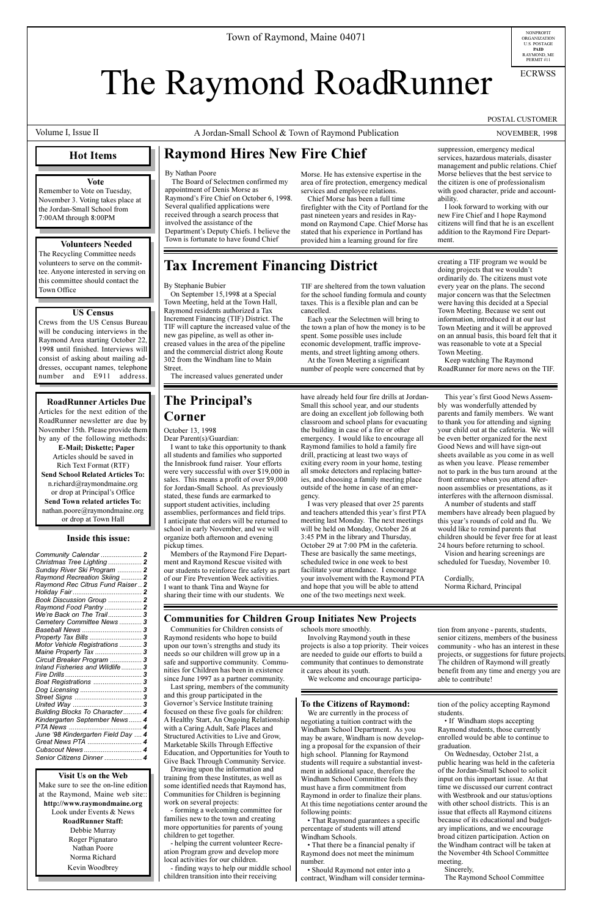Town of Raymond, Maine 04071

NONPROFIT ORGANIZATION U.S. POSTAGE PAID RAYMOND, ME PERMIT #11

ECRWSS

# The Raymond RoadRunner

POSTAL CUSTOMER

Volume I, Issue II — A Jordan-Small School & Town of Raymond Publication — NOVEMBER, 1998

## Hot Items

### Vote

Remember to Vote on Tuesday, November 3. Voting takes place at the Jordan-Small School from 7:00AM through 8:00PM

### Volunteers Needed

The Recycling Committee needs volunteers to serve on the committee. Anyone interested in serving on this committee should contact the Town Office

### US Census

Crews from the US Census Bureau will be conducing interviews in the Raymond Area starting October 22, 1998 until finished. Interviews will consist of asking about mailing addresses, occupant names, telephone number and E911 address.

### RoadRunner Articles Due

Articles for the next edition of the RoadRunner newsletter are due by November 15th. Please provide them by any of the following methods:

**E-Mail; Diskette; Paper**

Articles should be saved in Rich Text Format (RTF)

**Send School Related Articles To:**
n.richard@raymondmaine.org
or drop at Principal's Office

**Send Town related articles To:**
nathan.poore@raymondmaine.org
or drop at Town Hall

### Inside this issue:

| | |
|---|---|
| *Community Calendar* | **2** |
| *Christmas Tree Lighting* | **2** |
| *Sunday River Ski Program* | **2** |
| *Raymond Recreation Skiing* | **2** |
| *Raymond Rec Citrus Fund Raiser* | **2** |
| *Holiday Fair* | **2** |
| *Book Discussion Group* | **2** |
| *Raymond Food Pantry* | **2** |
| *We're Back on The Trail* | **3** |
| *Cemetery Committee News* | **3** |
| *Baseball News* | **3** |
| *Property Tax Bills* | **3** |
| *Motor Vehicle Registrations* | **3** |
| *Maine Property Tax* | **3** |
| *Circuit Breaker Program* | **3** |
| *Inland Fisheries and Wildlife* | **3** |
| *Fire Drills* | **3** |
| *Boat Registrations* | **3** |
| *Dog Licensing* | **3** |
| *Street Signs* | **3** |
| *United Way* | **3** |
| *Building Blocks To Character* | **4** |
| *Kindergarten September News* | **4** |
| *PTA News* | **4** |
| *June '98 Kindergarten Field Day* | **4** |
| *Great News PTA* | **4** |
| *Cubscout News* | **4** |
| *Senior Citizens Dinner* | **4** |

### Visit Us on the Web

Make sure to see the on-line edition at the Raymond, Maine web site::
**http://www.raymondmaine.org**
Look under Events & News

**RoadRunner Staff:**
Debbie Murray
Roger Pignataro
Nathan Poore
Norma Richard
Kevin Woodbrey

## Raymond Hires New Fire Chief

By Nathan Poore

The Board of Selectmen confirmed my appointment of Denis Morse as Raymond's Fire Chief on October 6, 1998. Several qualified applications were received through a search process that involved the assistance of the Department's Deputy Chiefs. I believe the Town is fortunate to have found Chief Morse. He has extensive expertise in the area of fire protection, emergency medical services and employee relations.

Chief Morse has been a full time firefighter with the City of Portland for the past nineteen years and resides in Raymond on Raymond Cape. Chief Morse has stated that his experience in Portland has provided him a learning ground for fire suppression, emergency medical services, hazardous materials, disaster management and public relations. Chief Morse believes that the best service to the citizen is one of professionalism with good character, pride and accountability.

I look forward to working with our new Fire Chief and I hope Raymond citizens will find that he is an excellent addition to the Raymond Fire Department.

## Tax Increment Financing District

By Stephanie Bubier

On September 15,1998 at a Special Town Meeting, held at the Town Hall, Raymond residents authorized a Tax Increment Financing (TIF) District. The TIF will capture the increased value of the new gas pipeline, as well as other increased values in the area of the pipeline and the commercial district along Route 302 from the Windham line to Main Street.

The increased values generated under TIF are sheltered from the town valuation for the school funding formula and county taxes. This is a flexible plan and can be cancelled.

Each year the Selectmen will bring to the town a plan of how the money is to be spent. Some possible uses include economic development, traffic improvements, and street lighting among others.

At the Town Meeting a significant number of people were concerned that by creating a TIF program we would be doing projects that we wouldn't ordinarily do. The citizens must vote every year on the plans. The second major concern was that the Selectmen were having this decided at a Special Town Meeting. Because we sent out information, introduced it at our last Town Meeting and it will be approved on an annual basis, this board felt that it was reasonable to vote at a Special Town Meeting.

Keep watching The Raymond RoadRunner for more news on the TIF.

## The Principal's Corner

October 13, 1998

Dear Parent(s)/Guardian:

I want to take this opportunity to thank all students and families who supported the Innisbrook fund raiser. Your efforts were very successful with over $19,000 in sales. This means a profit of over $9,000 for Jordan-Small School. As previously stated, these funds are earmarked to support student activities, including assemblies, performances and field trips. I anticipate that orders will be returned to school in early November, and we will organize both afternoon and evening pickup times.

Members of the Raymond Fire Department and Raymond Rescue visited with our students to reinforce fire safety as part of our Fire Prevention Week activities. I want to thank Tina and Wayne for sharing their time with our students. We have already held four fire drills at Jordan-Small this school year, and our students are doing an excellent job following both classroom and school plans for evacuating the building in case of a fire or other emergency. I would like to encourage all Raymond families to hold a family fire drill, practicing at least two ways of exiting every room in your home, testing all smoke detectors and replacing batteries, and choosing a family meeting place outside of the home in case of an emergency.

I was very pleased that over 25 parents and teachers attended this year's first PTA meeting last Monday. The next meetings will be held on Monday, October 26 at 3:45 PM in the library and Thursday, October 29 at 7:00 PM in the cafeteria. These are basically the same meetings, scheduled twice in one week to best facilitate your attendance. I encourage your involvement with the Raymond PTA and hope that you will be able to attend one of the two meetings next week.

This year's first Good News Assembly was wonderfully attended by parents and family members. We want to thank you for attending and signing your child out at the cafeteria. We will be even better organized for the next Good News and will have sign-out sheets available as you come in as well as when you leave. Please remember not to park in the bus turn around at the front entrance when you attend afternoon assemblies or presentations, as it interferes with the afternoon dismissal.

A number of students and staff members have already been plagued by this year's rounds of cold and flu. We would like to remind parents that children should be fever free for at least 24 hours before returning to school.

Vision and hearing screenings are scheduled for Tuesday, November 10.

Cordially,
Norma Richard, Principal

## Communities for Children Group Initiates New Projects

Communities for Children consists of Raymond residents who hope to build upon our town's strengths and study its needs so our children will grow up in a safe and supportive community. Communities for Children has been in existence since June 1997 as a partner community.

Last spring, members of the community and this group participated in the Governor's Service Institute training focused on these five goals for children: A Healthy Start, An Ongoing Relationship with a Caring Adult, Safe Places and Structured Activities to Live and Grow, Marketable Skills Through Effective Education, and Opportunities for Youth to Give Back Through Community Service.

Drawing upon the information and training from these Institutes, as well as some identified needs that Raymond has, Communities for Children is beginning work on several projects:

- forming a welcoming committee for families new to the town and creating more opportunities for parents of young children to get together.

- helping the current volunteer Recreation Program grow and develop more local activities for our children.

- finding ways to help our middle school children transition into their receiving schools more smoothly.

Involving Raymond youth in these projects is also a top priority. Their voices are needed to guide our efforts to build a community that continues to demonstrate it cares about its youth.

We welcome and encourage participation from anyone - parents, students, senior citizens, members of the business community - who has an interest in these projects, or suggestions for future projects. The children of Raymond will greatly benefit from any time and energy you are able to contribute!

### To the Citizens of Raymond:

We are currently in the process of negotiating a tuition contract with the Windham School Department. As you may be aware, Windham is now developing a proposal for the expansion of their high school. Planning for Raymond students will require a substantial investment in additional space, therefore the Windham School Committee feels they must have a firm commitment from Raymond in order to finalize their plans. At this time negotiations center around the following points:

• That Raymond guarantees a specific percentage of students will attend Windham Schools.

• That there be a financial penalty if Raymond does not meet the minimum number.

• Should Raymond not enter into a contract, Windham will consider termination of the policy accepting Raymond students.

• If Windham stops accepting Raymond students, those currently enrolled would be able to continue to graduation.

On Wednesday, October 21st, a public hearing was held in the cafeteria of the Jordan-Small School to solicit input on this important issue. At that time we discussed our current contract with Westbrook and our status/options with other school districts. This is an issue that effects all Raymond citizens because of its educational and budgetary implications, and we encourage broad citizen participation. Action on the Windham contract will be taken at the November 4th School Committee meeting.

Sincerely,
The Raymond School Committee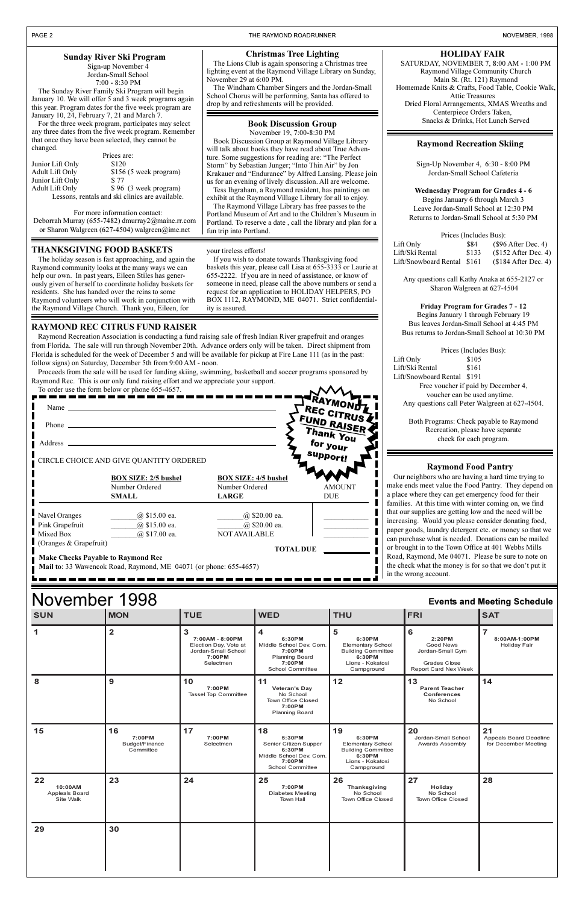## Sunday River Ski Program

Sign-up November 4
Jordan-Small School
7:00 - 8:30 PM

The Sunday River Family Ski Program will begin January 10. We will offer 5 and 3 week programs again this year. Program dates for the five week program are January 10, 24, February 7, 21 and March 7.

For the three week program, participates may select any three dates from the five week program. Remember that once they have been selected, they cannot be changed.

Prices are:

| | |
|---|---|
| Junior Lift Only | $120 |
| Adult Lift Only | $156 (5 week program) |
| Junior Lift Only | $ 77 |
| Adult Lift Only | $ 96 (3 week program) |

Lessons, rentals and ski clinics are available.

For more information contact:
Deborrah Murray (655-7482) dmurray2@maine.rr.com or Sharon Walgreen (627-4504) walgreen@ime.net

## Christmas Tree Lighting

The Lions Club is again sponsoring a Christmas tree lighting event at the Raymond Village Library on Sunday, November 29 at 6:00 PM.

The Windham Chamber Singers and the Jordan-Small School Chorus will be performing, Santa has offered to drop by and refreshments will be provided.

## Book Discussion Group

November 19, 7:00-8:30 PM

Book Discussion Group at Raymond Village Library will talk about books they have read about True Adventure. Some suggestions for reading are: "The Perfect Storm" by Sebastian Junger; "Into Thin Air" by Jon Krakauer and "Endurance" by Alfred Lansing. Please join us for an evening of lively discussion. All are welcome.

Tess Ihgraham, a Raymond resident, has paintings on exhibit at the Raymond Village Library for all to enjoy.

The Raymond Village Library has free passes to the Portland Museum of Art and to the Children's Museum in Portland. To reserve a date , call the library and plan for a fun trip into Portland.

## HOLIDAY FAIR

SATURDAY, NOVEMBER 7, 8:00 AM - 1:00 PM
Raymond Village Community Church
Main St. (Rt. 121) Raymond
Homemade Knits & Crafts, Food Table, Cookie Walk, Attic Treasures
Dried Floral Arrangements, XMAS Wreaths and Centerpiece Orders Taken,
Snacks & Drinks, Hot Lunch Served

## Raymond Recreation Skiing

Sign-Up November 4, 6:30 - 8:00 PM
Jordan-Small School Cafeteria

**Wednesday Program for Grades 4 - 6**
Begins January 6 through March 3
Leave Jordan-Small School at 12:30 PM
Returns to Jordan-Small School at 5:30 PM

Prices (Includes Bus):

| | | |
|---|---|---|
| Lift Only | $84 | ($96 After Dec. 4) |
| Lift/Ski Rental | $133 | ($152 After Dec. 4) |
| Lift/Snowboard Rental | $161 | ($184 After Dec. 4) |

Any questions call Kathy Anaka at 655-2127 or Sharon Walgreen at 627-4504

**Friday Program for Grades 7 - 12**
Begins January 1 through February 19
Bus leaves Jordan-Small School at 4:45 PM
Bus returns to Jordan-Small School at 10:30 PM

Prices (Includes Bus):

| | |
|---|---|
| Lift Only | $105 |
| Lift/Ski Rental | $161 |
| Lift/Snowboard Rental | $191 |

Free voucher if paid by December 4, voucher can be used anytime.
Any questions call Peter Walgreen at 627-4504.

Both Programs: Check payable to Raymond Recreation, please have separate check for each program.

## THANKSGIVING FOOD BASKETS

The holiday season is fast approaching, and again the Raymond community looks at the many ways we can help our own. In past years, Eileen Stiles has generously given of herself to coordinate holiday baskets for residents. She has handed over the reins to some Raymond volunteers who will work in conjunction with the Raymond Village Church. Thank you, Eileen, for your tireless efforts!

If you wish to donate towards Thanksgiving food baskets this year, please call Lisa at 655-3333 or Laurie at 655-2222. If you are in need of assistance, or know of someone in need, please call the above numbers or send a request for an application to HOLIDAY HELPERS, PO BOX 1112, RAYMOND, ME 04071. Strict confidentiality is assured.

## RAYMOND REC CITRUS FUND RAISER

Raymond Recreation Association is conducting a fund raising sale of fresh Indian River grapefruit and oranges from Florida. The sale will run through November 20th. Advance orders only will be taken. Direct shipment from Florida is scheduled for the week of December 5 and will be available for pickup at Fire Lane 111 (as in the past: follow signs) on Saturday, December 5th from 9:00 AM - noon.

Proceeds from the sale will be used for funding skiing, swimming, basketball and soccer programs sponsored by Raymond Rec. This is our only fund raising effort and we appreciate your support.

To order use the form below or phone 655-4657.

RAYMOND REC CITRUS FUND RAISER
Thank You for your support!

Name ____________________

Phone ____________________

Address ____________________

CIRCLE CHOICE AND GIVE QUANTITY ORDERED

| | BOX SIZE: 2/5 bushel Number Ordered SMALL | BOX SIZE: 4/5 bushel Number Ordered LARGE | AMOUNT DUE |
|---|---|---|---|
| Navel Oranges | ______@ $15.00 ea. | ______@ $20.00 ea. | ________ |
| Pink Grapefruit | ______@ $15.00 ea. | ______@ $20.00 ea. | ________ |
| Mixed Box (Oranges & Grapefruit) | ______@ $17.00 ea. | NOT AVAILABLE | ________ |
| | | TOTAL DUE | ________ |

**Make Checks Payable to Raymond Rec**
**Mail to**: 33 Wawencok Road, Raymond, ME 04071 (or phone: 655-4657)

## Raymond Food Pantry

Our neighbors who are having a hard time trying to make ends meet value the Food Pantry. They depend on a place where they can get emergency food for their families. At this time with winter coming on, we find that our supplies are getting low and the need will be increasing. Would you please consider donating food, paper goods, laundry detergent etc. or money so that we can purchase what is needed. Donations can be mailed or brought in to the Town Office at 401 Webbs Mills Road, Raymond, Me 04071. Please be sure to note on the check what the money is for so that we don't put it in the wrong account.

# November 1998

**Events and Meeting Schedule**

| SUN | MON | TUE | WED | THU | FRI | SAT |
|---|---|---|---|---|---|---|
| 1 | 2 | 3 **7:00AM - 8:00PM** Election Day, Vote at Jordan-Small School **7:00PM** Selectmen | 4 **6:30PM** Middle School Dev. Com. **7:00PM** Planning Board **7:00PM** School Committee | 5 **6:30PM** Elementary School Building Committee **6:30PM** Lions - Kokatosi Campground | 6 **2:20PM** Good News Jordan-Small Gym; Grades Close Report Card Nex Week | 7 **8:00AM-1:00PM** Holiday Fair |
| 8 | 9 | 10 **7:00PM** Tassel Top Committee | 11 **Veteran's Day** No School Town Office Closed **7:00PM** Planning Board | 12 | 13 **Parent Teacher Conferences** No School | 14 |
| 15 | 16 **7:00PM** Budget/Finance Committee | 17 **7:00PM** Selectmen | 18 **5:30PM** Senior Citizen Supper **6:30PM** Middle School Dev. Com. **7:00PM** School Committee | 19 **6:30PM** Elementary School Building Committee **6:30PM** Lions - Kokatosi Campground | 20 Jordan-Small School Awards Assembly | 21 Appeals Board Deadline for December Meeting |
| 22 **10:00AM** Appleals Board Site Walk | 23 | 24 | 25 **7:00PM** Diabetes Meeting Town Hall | 26 **Thanksgiving** No School Town Office Closed | 27 **Holiday** No School Town Office Closed | 28 |
| 29 | 30 | | | | | |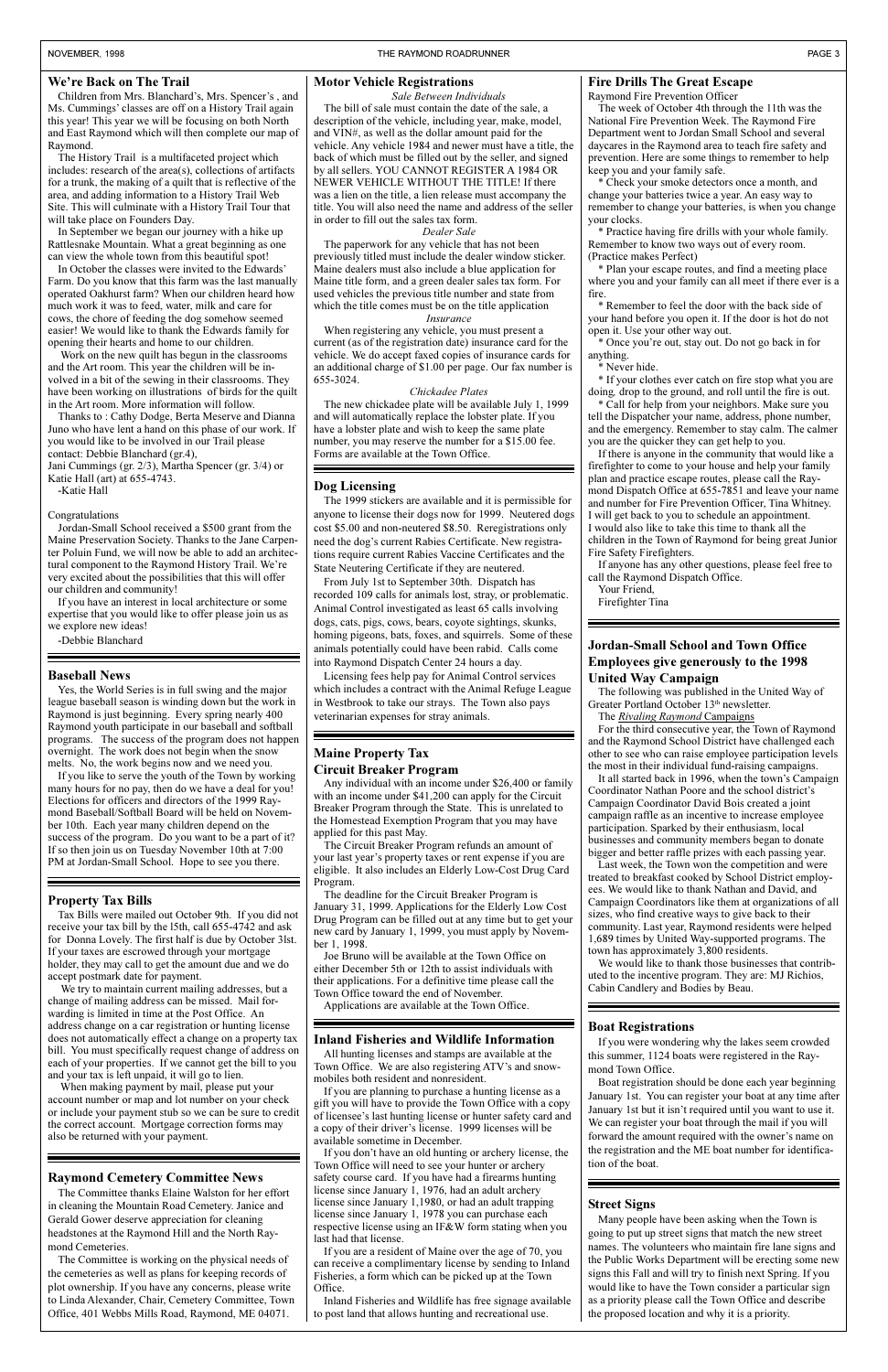## We're Back on The Trail

Children from Mrs. Blanchard's, Mrs. Spencer's , and Ms. Cummings' classes are off on a History Trail again this year! This year we will be focusing on both North and East Raymond which will then complete our map of Raymond.

The History Trail is a multifaceted project which includes: research of the area(s), collections of artifacts for a trunk, the making of a quilt that is reflective of the area, and adding information to a History Trail Web Site. This will culminate with a History Trail Tour that will take place on Founders Day.

In September we began our journey with a hike up Rattlesnake Mountain. What a great beginning as one can view the whole town from this beautiful spot!

In October the classes were invited to the Edwards' Farm. Do you know that this farm was the last manually operated Oakhurst farm? When our children heard how much work it was to feed, water, milk and care for cows, the chore of feeding the dog somehow seemed easier! We would like to thank the Edwards family for opening their hearts and home to our children.

Work on the new quilt has begun in the classrooms and the Art room. This year the children will be involved in a bit of the sewing in their classrooms. They have been working on illustrations of birds for the quilt in the Art room. More information will follow.

Thanks to : Cathy Dodge, Berta Meserve and Dianna Juno who have lent a hand on this phase of our work. If you would like to be involved in our Trail please contact: Debbie Blanchard (gr.4),
Jani Cummings (gr. 2/3), Martha Spencer (gr. 3/4) or Katie Hall (art) at 655-4743.

-Katie Hall

Congratulations

Jordan-Small School received a $500 grant from the Maine Preservation Society. Thanks to the Jane Carpenter Poluin Fund, we will now be able to add an architectural component to the Raymond History Trail. We're very excited about the possibilities that this will offer our children and community!

If you have an interest in local architecture or some expertise that you would like to offer please join us as we explore new ideas!

-Debbie Blanchard

## Baseball News

Yes, the World Series is in full swing and the major league baseball season is winding down but the work in Raymond is just beginning. Every spring nearly 400 Raymond youth participate in our baseball and softball programs. The success of the program does not happen overnight. The work does not begin when the snow melts. No, the work begins now and we need you.

If you like to serve the youth of the Town by working many hours for no pay, then do we have a deal for you! Elections for officers and directors of the 1999 Raymond Baseball/Softball Board will be held on November 10th. Each year many children depend on the success of the program. Do you want to be a part of it? If so then join us on Tuesday November 10th at 7:00 PM at Jordan-Small School. Hope to see you there.

## Property Tax Bills

Tax Bills were mailed out October 9th. If you did not receive your tax bill by the l5th, call 655-4742 and ask for Donna Lovely. The first half is due by October 3lst. If your taxes are escrowed through your mortgage holder, they may call to get the amount due and we do accept postmark date for payment.

We try to maintain current mailing addresses, but a change of mailing address can be missed. Mail forwarding is limited in time at the Post Office. An address change on a car registration or hunting license does not automatically effect a change on a property tax bill. You must specifically request change of address on each of your properties. If we cannot get the bill to you and your tax is left unpaid, it will go to lien.

When making payment by mail, please put your account number or map and lot number on your check or include your payment stub so we can be sure to credit the correct account. Mortgage correction forms may also be returned with your payment.

## Raymond Cemetery Committee News

The Committee thanks Elaine Walston for her effort in cleaning the Mountain Road Cemetery. Janice and Gerald Gower deserve appreciation for cleaning headstones at the Raymond Hill and the North Raymond Cemeteries.

The Committee is working on the physical needs of the cemeteries as well as plans for keeping records of plot ownership. If you have any concerns, please write to Linda Alexander, Chair, Cemetery Committee, Town Office, 401 Webbs Mills Road, Raymond, ME 04071.

## Motor Vehicle Registrations

*Sale Between Individuals*

The bill of sale must contain the date of the sale, a description of the vehicle, including year, make, model, and VIN#, as well as the dollar amount paid for the vehicle. Any vehicle 1984 and newer must have a title, the back of which must be filled out by the seller, and signed by all sellers. YOU CANNOT REGISTER A 1984 OR NEWER VEHICLE WITHOUT THE TITLE! If there was a lien on the title, a lien release must accompany the title. You will also need the name and address of the seller in order to fill out the sales tax form.

*Dealer Sale*

The paperwork for any vehicle that has not been previously titled must include the dealer window sticker. Maine dealers must also include a blue application for Maine title form, and a green dealer sales tax form. For used vehicles the previous title number and state from which the title comes must be on the title application

*Insurance*

When registering any vehicle, you must present a current (as of the registration date) insurance card for the vehicle. We do accept faxed copies of insurance cards for an additional charge of $1.00 per page. Our fax number is 655-3024.

*Chickadee Plates*

The new chickadee plate will be available July 1, 1999 and will automatically replace the lobster plate. If you have a lobster plate and wish to keep the same plate number, you may reserve the number for a $15.00 fee. Forms are available at the Town Office.

## Dog Licensing

The 1999 stickers are available and it is permissible for anyone to license their dogs now for 1999. Neutered dogs cost $5.00 and non-neutered $8.50. Reregistrations only need the dog's current Rabies Certificate. New registrations require current Rabies Vaccine Certificates and the State Neutering Certificate if they are neutered.

From July 1st to September 30th. Dispatch has recorded 109 calls for animals lost, stray, or problematic. Animal Control investigated as least 65 calls involving dogs, cats, pigs, cows, bears, coyote sightings, skunks, homing pigeons, bats, foxes, and squirrels. Some of these animals potentially could have been rabid. Calls come into Raymond Dispatch Center 24 hours a day.

Licensing fees help pay for Animal Control services which includes a contract with the Animal Refuge League in Westbrook to take our strays. The Town also pays veterinarian expenses for stray animals.

## Maine Property Tax Circuit Breaker Program

Any individual with an income under $26,400 or family with an income under $41,200 can apply for the Circuit Breaker Program through the State. This is unrelated to the Homestead Exemption Program that you may have applied for this past May.

The Circuit Breaker Program refunds an amount of your last year's property taxes or rent expense if you are eligible. It also includes an Elderly Low-Cost Drug Card Program.

The deadline for the Circuit Breaker Program is January 31, 1999. Applications for the Elderly Low Cost Drug Program can be filled out at any time but to get your new card by January 1, 1999, you must apply by November 1, 1998.

Joe Bruno will be available at the Town Office on either December 5th or 12th to assist individuals with their applications. For a definitive time please call the Town Office toward the end of November.

Applications are available at the Town Office.

## Inland Fisheries and Wildlife Information

All hunting licenses and stamps are available at the Town Office. We are also registering ATV's and snowmobiles both resident and nonresident.

If you are planning to purchase a hunting license as a gift you will have to provide the Town Office with a copy of licensee's last hunting license or hunter safety card and a copy of their driver's license. 1999 licenses will be available sometime in December.

If you don't have an old hunting or archery license, the Town Office will need to see your hunter or archery safety course card. If you have had a firearms hunting license since January 1, 1976, had an adult archery license since January 1,1980, or had an adult trapping license since January 1, 1978 you can purchase each respective license using an IF&W form stating when you last had that license.

If you are a resident of Maine over the age of 70, you can receive a complimentary license by sending to Inland Fisheries, a form which can be picked up at the Town Office.

Inland Fisheries and Wildlife has free signage available to post land that allows hunting and recreational use.

## Fire Drills The Great Escape

Raymond Fire Prevention Officer

The week of October 4th through the 11th was the National Fire Prevention Week. The Raymond Fire Department went to Jordan Small School and several daycares in the Raymond area to teach fire safety and prevention. Here are some things to remember to help keep you and your family safe.

* Check your smoke detectors once a month, and change your batteries twice a year. An easy way to remember to change your batteries, is when you change your clocks.

* Practice having fire drills with your whole family. Remember to know two ways out of every room. (Practice makes Perfect)

* Plan your escape routes, and find a meeting place where you and your family can all meet if there ever is a fire.

* Remember to feel the door with the back side of your hand before you open it. If the door is hot do not open it. Use your other way out.

* Once you're out, stay out. Do not go back in for anything.

* Never hide.

* If your clothes ever catch on fire stop what you are doing, drop to the ground, and roll until the fire is out.

* Call for help from your neighbors. Make sure you tell the Dispatcher your name, address, phone number, and the emergency. Remember to stay calm. The calmer you are the quicker they can get help to you.

If there is anyone in the community that would like a firefighter to come to your house and help your family plan and practice escape routes, please call the Raymond Dispatch Office at 655-7851 and leave your name and number for Fire Prevention Officer, Tina Whitney. I will get back to you to schedule an appointment.
I would also like to take this time to thank all the children in the Town of Raymond for being great Junior Fire Safety Firefighters.

If anyone has any other questions, please feel free to call the Raymond Dispatch Office.

Your Friend,
Firefighter Tina

## Jordan-Small School and Town Office Employees give generously to the 1998 United Way Campaign

The following was published in the United Way of Greater Portland October 13th newsletter.

The *Rivaling Raymond* Campaigns

For the third consecutive year, the Town of Raymond and the Raymond School District have challenged each other to see who can raise employee participation levels the most in their individual fund-raising campaigns.

It all started back in 1996, when the town's Campaign Coordinator Nathan Poore and the school district's Campaign Coordinator David Bois created a joint campaign raffle as an incentive to increase employee participation. Sparked by their enthusiasm, local businesses and community members began to donate bigger and better raffle prizes with each passing year.

Last week, the Town won the competition and were treated to breakfast cooked by School District employees. We would like to thank Nathan and David, and Campaign Coordinators like them at organizations of all sizes, who find creative ways to give back to their community. Last year, Raymond residents were helped 1,689 times by United Way-supported programs. The town has approximately 3,800 residents.

We would like to thank those businesses that contributed to the incentive program. They are: MJ Richios, Cabin Candlery and Bodies by Beau.

## Boat Registrations

If you were wondering why the lakes seem crowded this summer, 1124 boats were registered in the Raymond Town Office.

Boat registration should be done each year beginning January 1st. You can register your boat at any time after January 1st but it isn't required until you want to use it. We can register your boat through the mail if you will forward the amount required with the owner's name on the registration and the ME boat number for identification of the boat.

## Street Signs

Many people have been asking when the Town is going to put up street signs that match the new street names. The volunteers who maintain fire lane signs and the Public Works Department will be erecting some new signs this Fall and will try to finish next Spring. If you would like to have the Town consider a particular sign as a priority please call the Town Office and describe the proposed location and why it is a priority.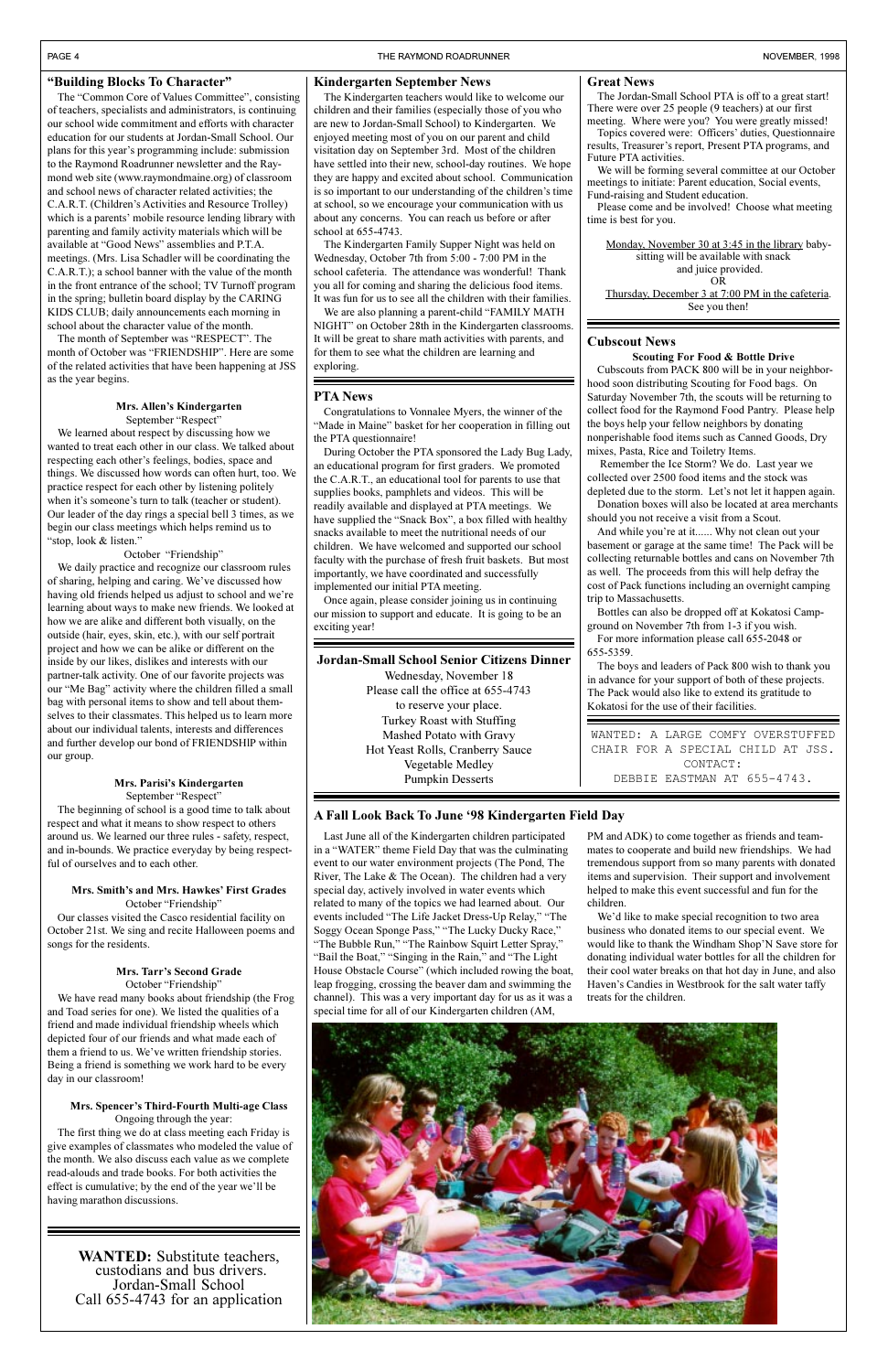## "Building Blocks To Character"

The "Common Core of Values Committee", consisting of teachers, specialists and administrators, is continuing our school wide commitment and efforts with character education for our students at Jordan-Small School. Our plans for this year's programming include: submission to the Raymond Roadrunner newsletter and the Raymond web site (www.raymondmaine.org) of classroom and school news of character related activities; the C.A.R.T. (Children's Activities and Resource Trolley) which is a parents' mobile resource lending library with parenting and family activity materials which will be available at "Good News" assemblies and P.T.A. meetings. (Mrs. Lisa Schadler will be coordinating the C.A.R.T.); a school banner with the value of the month in the front entrance of the school; TV Turnoff program in the spring; bulletin board display by the CARING KIDS CLUB; daily announcements each morning in school about the character value of the month.

The month of September was "RESPECT". The month of October was "FRIENDSHIP". Here are some of the related activities that have been happening at JSS as the year begins.

**Mrs. Allen's Kindergarten**
September "Respect"

We learned about respect by discussing how we wanted to treat each other in our class. We talked about respecting each other's feelings, bodies, space and things. We discussed how words can often hurt, too. We practice respect for each other by listening politely when it's someone's turn to talk (teacher or student). Our leader of the day rings a special bell 3 times, as we begin our class meetings which helps remind us to "stop, look & listen."

October "Friendship"

We daily practice and recognize our classroom rules of sharing, helping and caring. We've discussed how having old friends helped us adjust to school and we're learning about ways to make new friends. We looked at how we are alike and different both visually, on the outside (hair, eyes, skin, etc.), with our self portrait project and how we can be alike or different on the inside by our likes, dislikes and interests with our partner-talk activity. One of our favorite projects was our "Me Bag" activity where the children filled a small bag with personal items to show and tell about themselves to their classmates. This helped us to learn more about our individual talents, interests and differences and further develop our bond of FRIENDSHIP within our group.

**Mrs. Parisi's Kindergarten**
September "Respect"

The beginning of school is a good time to talk about respect and what it means to show respect to others around us. We learned our three rules - safety, respect, and in-bounds. We practice everyday by being respectful of ourselves and to each other.

**Mrs. Smith's and Mrs. Hawkes' First Grades**
October "Friendship"

Our classes visited the Casco residential facility on October 21st. We sing and recite Halloween poems and songs for the residents.

**Mrs. Tarr's Second Grade**
October "Friendship"

We have read many books about friendship (the Frog and Toad series for one). We listed the qualities of a friend and made individual friendship wheels which depicted four of our friends and what made each of them a friend to us. We've written friendship stories. Being a friend is something we work hard to be every day in our classroom!

**Mrs. Spencer's Third-Fourth Multi-age Class**
Ongoing through the year:

The first thing we do at class meeting each Friday is give examples of classmates who modeled the value of the month. We also discuss each value as we complete read-alouds and trade books. For both activities the effect is cumulative; by the end of the year we'll be having marathon discussions.

**WANTED:** Substitute teachers, custodians and bus drivers.
Jordan-Small School
Call 655-4743 for an application

## Kindergarten September News

The Kindergarten teachers would like to welcome our children and their families (especially those of you who are new to Jordan-Small School) to Kindergarten. We enjoyed meeting most of you on our parent and child visitation day on September 3rd. Most of the children have settled into their new, school-day routines. We hope they are happy and excited about school. Communication is so important to our understanding of the children's time at school, so we encourage your communication with us about any concerns. You can reach us before or after school at 655-4743.

The Kindergarten Family Supper Night was held on Wednesday, October 7th from 5:00 - 7:00 PM in the school cafeteria. The attendance was wonderful! Thank you all for coming and sharing the delicious food items. It was fun for us to see all the children with their families.

We are also planning a parent-child "FAMILY MATH NIGHT" on October 28th in the Kindergarten classrooms. It will be great to share math activities with parents, and for them to see what the children are learning and exploring.

## PTA News

Congratulations to Vonnalee Myers, the winner of the "Made in Maine" basket for her cooperation in filling out the PTA questionnaire!

During October the PTA sponsored the Lady Bug Lady, an educational program for first graders. We promoted the C.A.R.T., an educational tool for parents to use that supplies books, pamphlets and videos. This will be readily available and displayed at PTA meetings. We have supplied the "Snack Box", a box filled with healthy snacks available to meet the nutritional needs of our children. We have welcomed and supported our school faculty with the purchase of fresh fruit baskets. But most importantly, we have coordinated and successfully implemented our initial PTA meeting.

Once again, please consider joining us in continuing our mission to support and educate. It is going to be an exciting year!

## Jordan-Small School Senior Citizens Dinner

Wednesday, November 18
Please call the office at 655-4743
to reserve your place.
Turkey Roast with Stuffing
Mashed Potato with Gravy
Hot Yeast Rolls, Cranberry Sauce
Vegetable Medley
Pumpkin Desserts

## Great News

The Jordan-Small School PTA is off to a great start! There were over 25 people (9 teachers) at our first meeting. Where were you? You were greatly missed!

Topics covered were: Officers' duties, Questionnaire results, Treasurer's report, Present PTA programs, and Future PTA activities.

We will be forming several committee at our October meetings to initiate: Parent education, Social events, Fund-raising and Student education.

Please come and be involved! Choose what meeting time is best for you.

Monday, November 30 at 3:45 in the library baby-sitting will be available with snack and juice provided.
OR
Thursday, December 3 at 7:00 PM in the cafeteria.
See you then!

## Cubscout News

**Scouting For Food & Bottle Drive**

Cubscouts from PACK 800 will be in your neighborhood soon distributing Scouting for Food bags. On Saturday November 7th, the scouts will be returning to collect food for the Raymond Food Pantry. Please help the boys help your fellow neighbors by donating nonperishable food items such as Canned Goods, Dry mixes, Pasta, Rice and Toiletry Items.

Remember the Ice Storm? We do. Last year we collected over 2500 food items and the stock was depleted due to the storm. Let's not let it happen again.

Donation boxes will also be located at area merchants should you not receive a visit from a Scout.

And while you're at it...... Why not clean out your basement or garage at the same time! The Pack will be collecting returnable bottles and cans on November 7th as well. The proceeds from this will help defray the cost of Pack functions including an overnight camping trip to Massachusetts.

Bottles can also be dropped off at Kokatosi Campground on November 7th from 1-3 if you wish.

For more information please call 655-2048 or 655-5359.

The boys and leaders of Pack 800 wish to thank you in advance for your support of both of these projects. The Pack would also like to extend its gratitude to Kokatosi for the use of their facilities.

WANTED: A LARGE COMFY OVERSTUFFED CHAIR FOR A SPECIAL CHILD AT JSS.
CONTACT:
DEBBIE EASTMAN AT 655-4743.

## A Fall Look Back To June '98 Kindergarten Field Day

Last June all of the Kindergarten children participated in a "WATER" theme Field Day that was the culminating event to our water environment projects (The Pond, The River, The Lake & The Ocean). The children had a very special day, actively involved in water events which related to many of the topics we had learned about. Our events included "The Life Jacket Dress-Up Relay," "The Soggy Ocean Sponge Pass," "The Lucky Ducky Race," "The Bubble Run," "The Rainbow Squirt Letter Spray," "Bail the Boat," "Singing in the Rain," and "The Light House Obstacle Course" (which included rowing the boat, leap frogging, crossing the beaver dam and swimming the channel). This was a very important day for us as it was a special time for all of our Kindergarten children (AM, PM and ADK) to come together as friends and teammates to cooperate and build new friendships. We had tremendous support from so many parents with donated items and supervision. Their support and involvement helped to make this event successful and fun for the children.

We'd like to make special recognition to two area business who donated items to our special event. We would like to thank the Windham Shop'N Save store for donating individual water bottles for all the children for their cool water breaks on that hot day in June, and also Haven's Candies in Westbrook for the salt water taffy treats for the children.